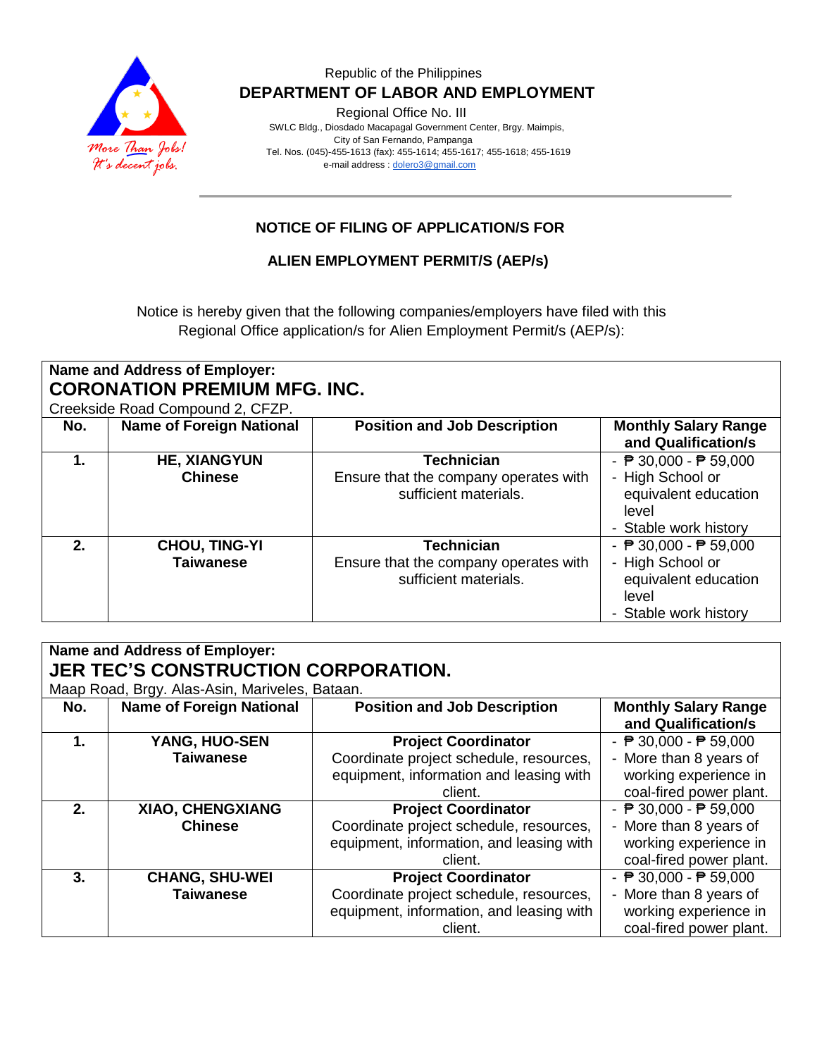Republic of the Philippines

**DEPARTMENT OF LABOR AND EMPLOYMENT**

Regional Office No. III

SWLC Bldg., Diosdado Macapagal Government Center, Brgy. Maimpis,
City of San Fernando, Pampanga
Tel. Nos. (045)-455-1613 (fax): 455-1614; 455-1617; 455-1618; 455-1619
e-mail address : dolero3@gmail.com

More Than Jobs! It's decent jobs.

---

**NOTICE OF FILING OF APPLICATION/S FOR**

**ALIEN EMPLOYMENT PERMIT/S (AEP/s)**

Notice is hereby given that the following companies/employers have filed with this Regional Office application/s for Alien Employment Permit/s (AEP/s):

**Name and Address of Employer:**
**CORONATION PREMIUM MFG. INC.**
Creekside Road Compound 2, CFZP.

| No. | Name of Foreign National | Position and Job Description | Monthly Salary Range and Qualification/s |
|---|---|---|---|
| **1.** | **HE, XIANGYUN**<br>**Chinese** | **Technician**<br>Ensure that the company operates with sufficient materials. | - ₱ 30,000 - ₱ 59,000<br>- High School or equivalent education level<br>- Stable work history |
| **2.** | **CHOU, TING-YI**<br>**Taiwanese** | **Technician**<br>Ensure that the company operates with sufficient materials. | - ₱ 30,000 - ₱ 59,000<br>- High School or equivalent education level<br>- Stable work history |

**Name and Address of Employer:**
**JER TEC'S CONSTRUCTION CORPORATION.**
Maap Road, Brgy. Alas-Asin, Mariveles, Bataan.

| No. | Name of Foreign National | Position and Job Description | Monthly Salary Range and Qualification/s |
|---|---|---|---|
| **1.** | **YANG, HUO-SEN**<br>**Taiwanese** | **Project Coordinator**<br>Coordinate project schedule, resources, equipment, information and leasing with client. | - ₱ 30,000 - ₱ 59,000<br>- More than 8 years of working experience in coal-fired power plant. |
| **2.** | **XIAO, CHENGXIANG**<br>**Chinese** | **Project Coordinator**<br>Coordinate project schedule, resources, equipment, information, and leasing with client. | - ₱ 30,000 - ₱ 59,000<br>- More than 8 years of working experience in coal-fired power plant. |
| **3.** | **CHANG, SHU-WEI**<br>**Taiwanese** | **Project Coordinator**<br>Coordinate project schedule, resources, equipment, information, and leasing with client. | - ₱ 30,000 - ₱ 59,000<br>- More than 8 years of working experience in coal-fired power plant. |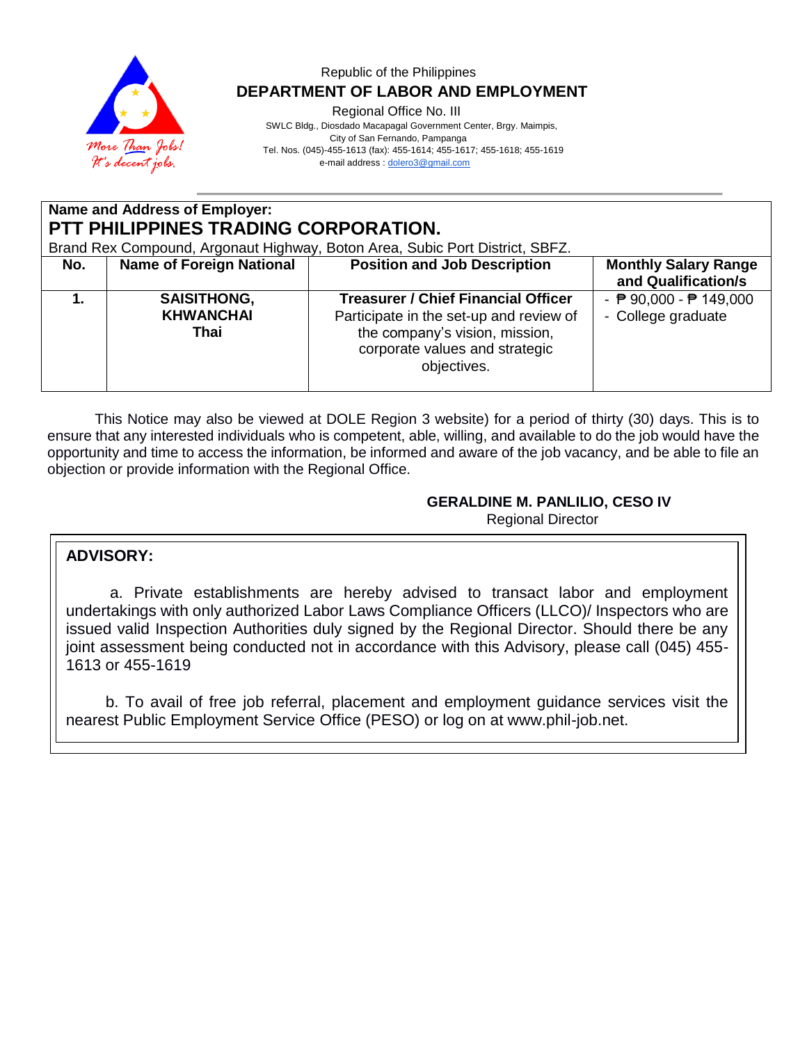Republic of the Philippines

**DEPARTMENT OF LABOR AND EMPLOYMENT**

Regional Office No. III

SWLC Bldg., Diosdado Macapagal Government Center, Brgy. Maimpis,
City of San Fernando, Pampanga
Tel. Nos. (045)-455-1613 (fax): 455-1614; 455-1617; 455-1618; 455-1619
e-mail address : dolero3@gmail.com

**Name and Address of Employer:**

**PTT PHILIPPINES TRADING CORPORATION.**

Brand Rex Compound, Argonaut Highway, Boton Area, Subic Port District, SBFZ.

| No. | Name of Foreign National | Position and Job Description | Monthly Salary Range and Qualification/s |
|---|---|---|---|
| **1.** | **SAISITHONG, KHWANCHAI** **Thai** | **Treasurer / Chief Financial Officer** Participate in the set-up and review of the company's vision, mission, corporate values and strategic objectives. | - ₱ 90,000 - ₱ 149,000 - College graduate |

This Notice may also be viewed at DOLE Region 3 website) for a period of thirty (30) days. This is to ensure that any interested individuals who is competent, able, willing, and available to do the job would have the opportunity and time to access the information, be informed and aware of the job vacancy, and be able to file an objection or provide information with the Regional Office.

**GERALDINE M. PANLILIO, CESO IV**
Regional Director

**ADVISORY:**

a. Private establishments are hereby advised to transact labor and employment undertakings with only authorized Labor Laws Compliance Officers (LLCO)/ Inspectors who are issued valid Inspection Authorities duly signed by the Regional Director. Should there be any joint assessment being conducted not in accordance with this Advisory, please call (045) 455-1613 or 455-1619

b. To avail of free job referral, placement and employment guidance services visit the nearest Public Employment Service Office (PESO) or log on at www.phil-job.net.